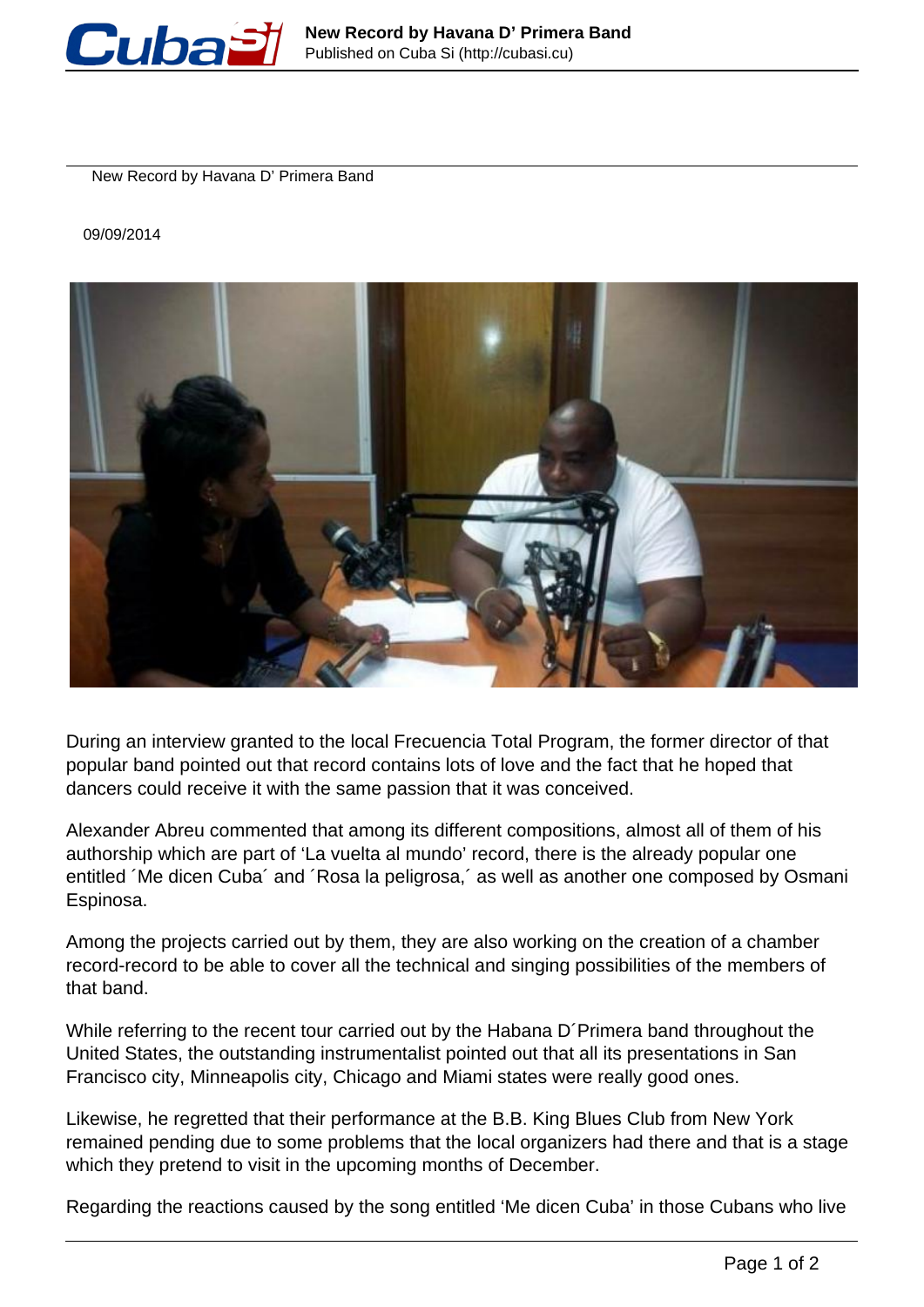# New Record by Havana D' Primera Band

09/09/2014

During an interview granted to the local Frecuencia Total Program, the former director of that popular band pointed out that record contains lots of love and the fact that he hoped that dancers could receive it with the same passion that it was conceived.

Alexander Abreu commented that among its different compositions, almost all of them of his authorship which are part of 'La vuelta al mundo' record, there is the already popular one entitled ´Me dicen Cuba´ and ´Rosa la peligrosa,´ as well as another one composed by Osmani Espinosa.

Among the projects carried out by them, they are also working on the creation of a chamber record-record to be able to cover all the technical and singing possibilities of the members of that band.

While referring to the recent tour carried out by the Habana D´Primera band throughout the United States, the outstanding instrumentalist pointed out that all its presentations in San Francisco city, Minneapolis city, Chicago and Miami states were really good ones.

Likewise, he regretted that their performance at the B.B. King Blues Club from New York remained pending due to some problems that the local organizers had there and that is a stage which they pretend to visit in the upcoming months of December.

Regarding the reactions caused by the song entitled 'Me dicen Cuba' in those Cubans who live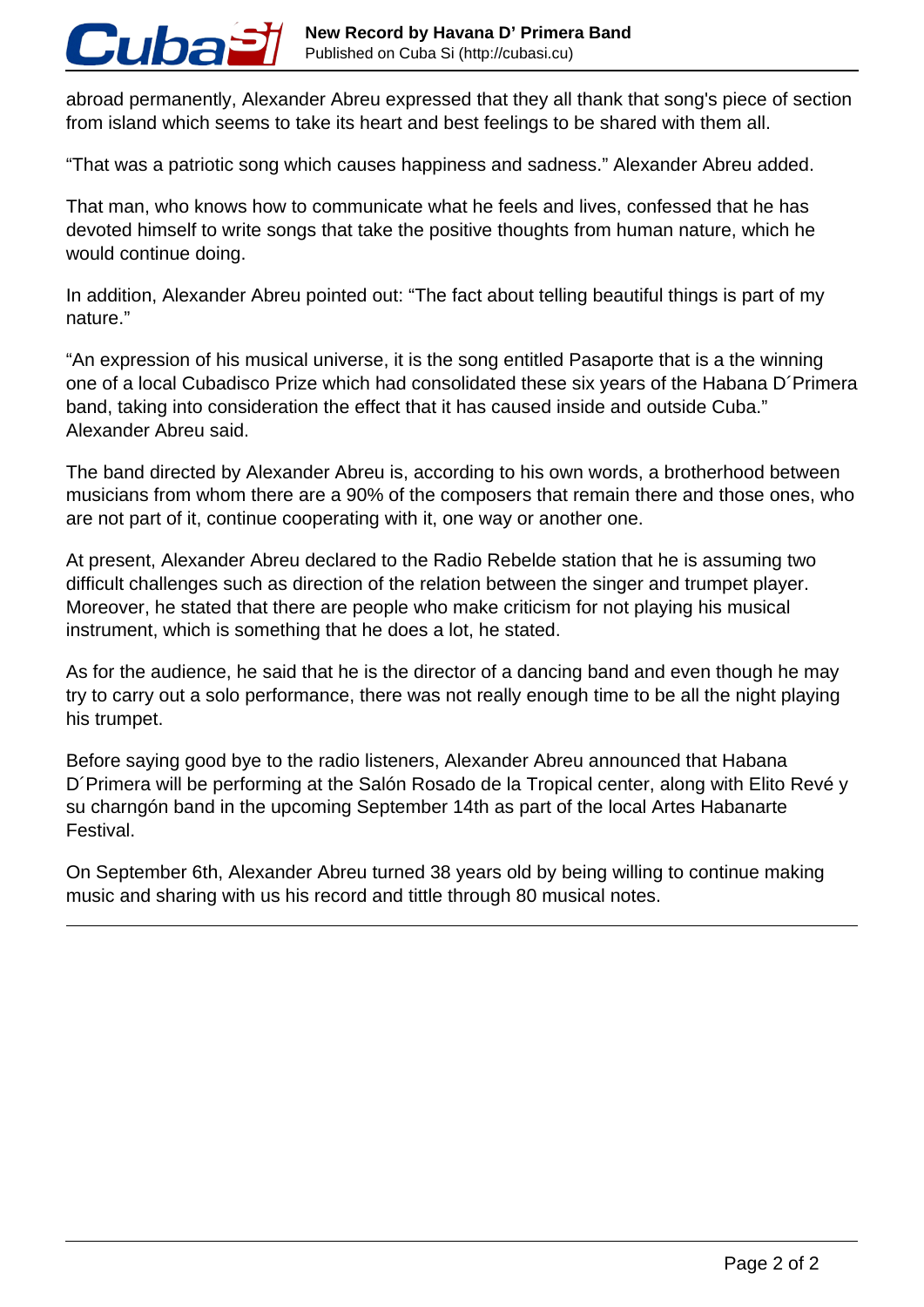abroad permanently, Alexander Abreu expressed that they all thank that song's piece of section from island which seems to take its heart and best feelings to be shared with them all.

“That was a patriotic song which causes happiness and sadness.” Alexander Abreu added.

That man, who knows how to communicate what he feels and lives, confessed that he has devoted himself to write songs that take the positive thoughts from human nature, which he would continue doing.

In addition, Alexander Abreu pointed out: “The fact about telling beautiful things is part of my nature.”

“An expression of his musical universe, it is the song entitled Pasaporte that is a the winning one of a local Cubadisco Prize which had consolidated these six years of the Habana D´Primera band, taking into consideration the effect that it has caused inside and outside Cuba.” Alexander Abreu said.

The band directed by Alexander Abreu is, according to his own words, a brotherhood between musicians from whom there are a 90% of the composers that remain there and those ones, who are not part of it, continue cooperating with it, one way or another one.

At present, Alexander Abreu declared to the Radio Rebelde station that he is assuming two difficult challenges such as direction of the relation between the singer and trumpet player. Moreover, he stated that there are people who make criticism for not playing his musical instrument, which is something that he does a lot, he stated.

As for the audience, he said that he is the director of a dancing band and even though he may try to carry out a solo performance, there was not really enough time to be all the night playing his trumpet.

Before saying good bye to the radio listeners, Alexander Abreu announced that Habana D´Primera will be performing at the Salón Rosado de la Tropical center, along with Elito Revé y su charngón band in the upcoming September 14th as part of the local Artes Habanarte Festival.

On September 6th, Alexander Abreu turned 38 years old by being willing to continue making music and sharing with us his record and tittle through 80 musical notes.